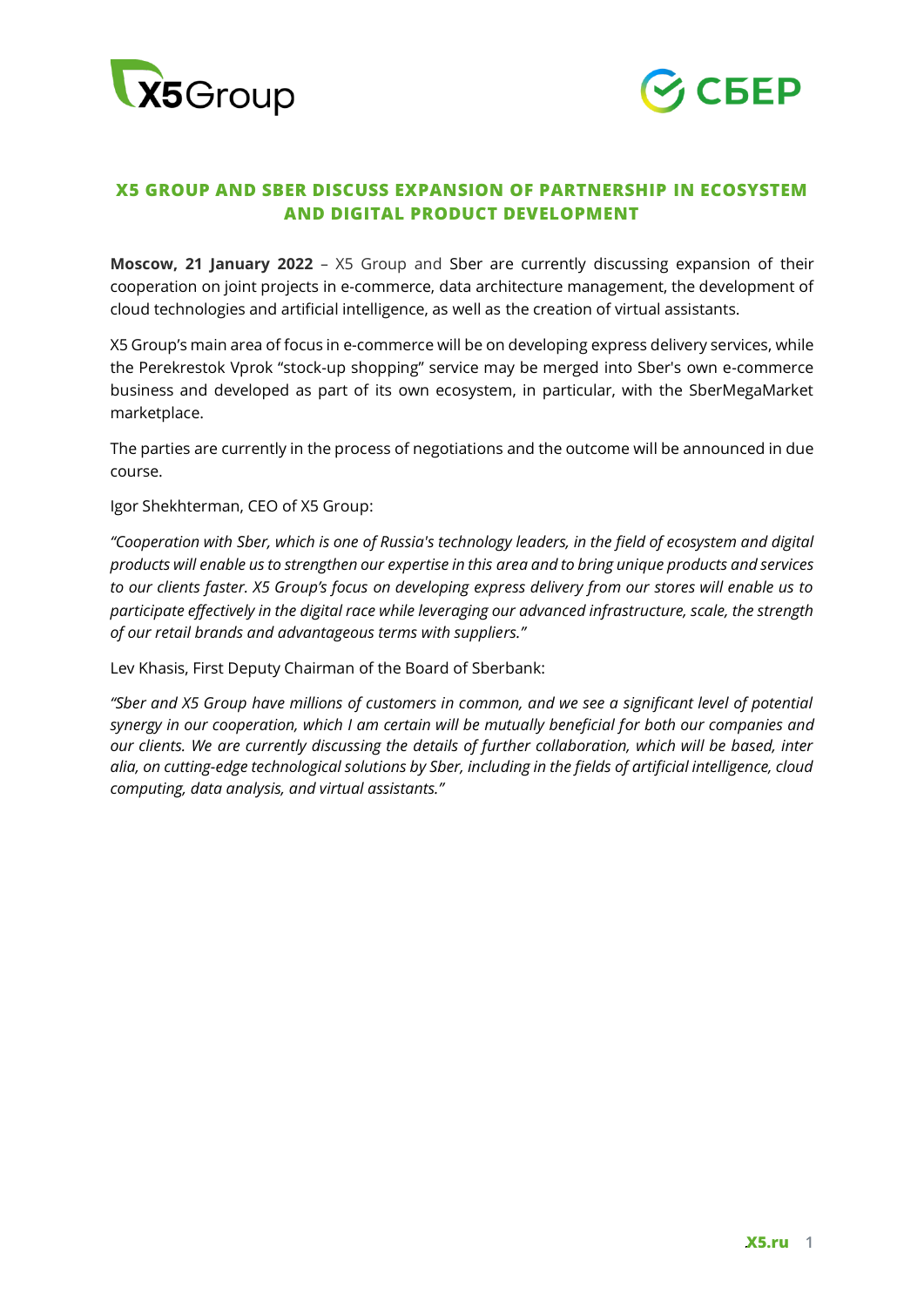# X5 GROUP AND SBER DISCUSS EXPANSION OF PARTNERSHIP IN ECOSYSTEM AND DIGITAL PRODUCT DEVELOPMENT

**Moscow, 21 January 2022** – X5 Group and Sber are currently discussing expansion of their cooperation on joint projects in e-commerce, data architecture management, the development of cloud technologies and artificial intelligence, as well as the creation of virtual assistants.

X5 Group's main area of focus in e-commerce will be on developing express delivery services, while the Perekrestok Vprok "stock-up shopping" service may be merged into Sber's own e-commerce business and developed as part of its own ecosystem, in particular, with the SberMegaMarket marketplace.

The parties are currently in the process of negotiations and the outcome will be announced in due course.

Igor Shekhterman, CEO of X5 Group:

*"Cooperation with Sber, which is one of Russia's technology leaders, in the field of ecosystem and digital products will enable us to strengthen our expertise in this area and to bring unique products and services to our clients faster. X5 Group's focus on developing express delivery from our stores will enable us to participate effectively in the digital race while leveraging our advanced infrastructure, scale, the strength of our retail brands and advantageous terms with suppliers."*

Lev Khasis, First Deputy Chairman of the Board of Sberbank:

*"Sber and X5 Group have millions of customers in common, and we see a significant level of potential synergy in our cooperation, which I am certain will be mutually beneficial for both our companies and our clients. We are currently discussing the details of further collaboration, which will be based, inter alia, on cutting-edge technological solutions by Sber, including in the fields of artificial intelligence, cloud computing, data analysis, and virtual assistants."*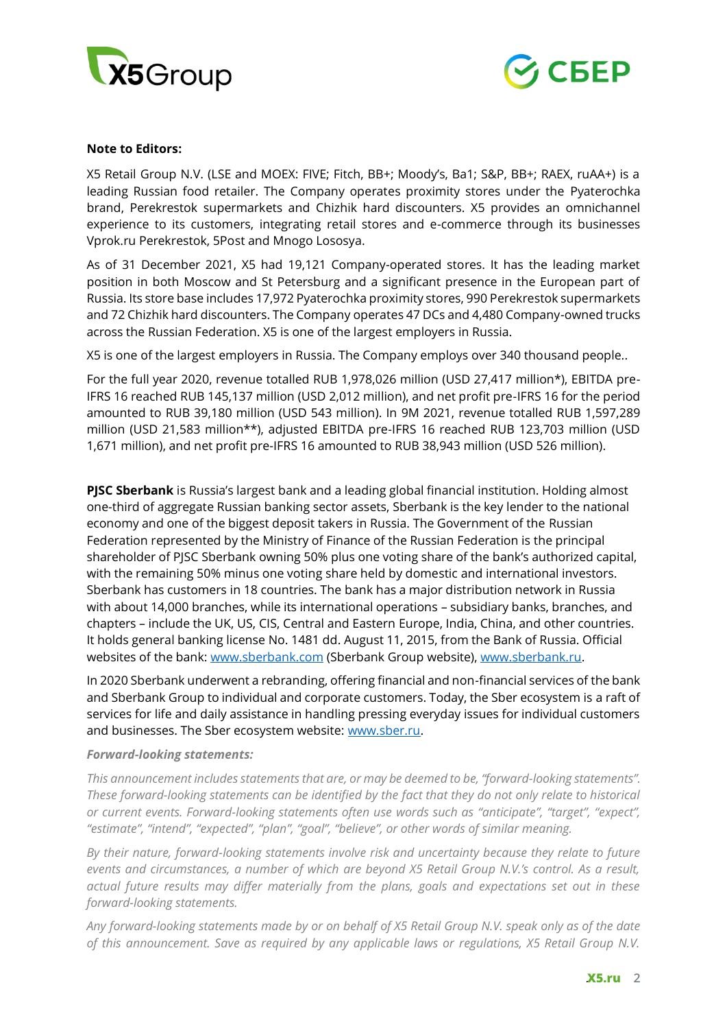**Note to Editors:**

X5 Retail Group N.V. (LSE and MOEX: FIVE; Fitch, BB+; Moody's, Ba1; S&P, BB+; RAEX, ruAA+) is a leading Russian food retailer. The Company operates proximity stores under the Pyaterochka brand, Perekrestok supermarkets and Chizhik hard discounters. X5 provides an omnichannel experience to its customers, integrating retail stores and e-commerce through its businesses Vprok.ru Perekrestok, 5Post and Mnogo Lososya.

As of 31 December 2021, X5 had 19,121 Company-operated stores. It has the leading market position in both Moscow and St Petersburg and a significant presence in the European part of Russia. Its store base includes 17,972 Pyaterochka proximity stores, 990 Perekrestok supermarkets and 72 Chizhik hard discounters. The Company operates 47 DCs and 4,480 Company-owned trucks across the Russian Federation. X5 is one of the largest employers in Russia.

X5 is one of the largest employers in Russia. The Company employs over 340 thousand people..

For the full year 2020, revenue totalled RUB 1,978,026 million (USD 27,417 million*), EBITDA pre-IFRS 16 reached RUB 145,137 million (USD 2,012 million), and net profit pre-IFRS 16 for the period amounted to RUB 39,180 million (USD 543 million). In 9M 2021, revenue totalled RUB 1,597,289 million (USD 21,583 million**), adjusted EBITDA pre-IFRS 16 reached RUB 123,703 million (USD 1,671 million), and net profit pre-IFRS 16 amounted to RUB 38,943 million (USD 526 million).

**PJSC Sberbank** is Russia's largest bank and a leading global financial institution. Holding almost one-third of aggregate Russian banking sector assets, Sberbank is the key lender to the national economy and one of the biggest deposit takers in Russia. The Government of the Russian Federation represented by the Ministry of Finance of the Russian Federation is the principal shareholder of PJSC Sberbank owning 50% plus one voting share of the bank's authorized capital, with the remaining 50% minus one voting share held by domestic and international investors. Sberbank has customers in 18 countries. The bank has a major distribution network in Russia with about 14,000 branches, while its international operations – subsidiary banks, branches, and chapters – include the UK, US, CIS, Central and Eastern Europe, India, China, and other countries. It holds general banking license No. 1481 dd. August 11, 2015, from the Bank of Russia. Official websites of the bank: www.sberbank.com (Sberbank Group website), www.sberbank.ru.

In 2020 Sberbank underwent a rebranding, offering financial and non-financial services of the bank and Sberbank Group to individual and corporate customers. Today, the Sber ecosystem is a raft of services for life and daily assistance in handling pressing everyday issues for individual customers and businesses. The Sber ecosystem website: www.sber.ru.

***Forward-looking statements:***

*This announcement includes statements that are, or may be deemed to be, "forward-looking statements". These forward-looking statements can be identified by the fact that they do not only relate to historical or current events. Forward-looking statements often use words such as "anticipate", "target", "expect", "estimate", "intend", "expected", "plan", "goal", "believe", or other words of similar meaning.*

*By their nature, forward-looking statements involve risk and uncertainty because they relate to future events and circumstances, a number of which are beyond X5 Retail Group N.V.'s control. As a result, actual future results may differ materially from the plans, goals and expectations set out in these forward-looking statements.*

*Any forward-looking statements made by or on behalf of X5 Retail Group N.V. speak only as of the date of this announcement. Save as required by any applicable laws or regulations, X5 Retail Group N.V.*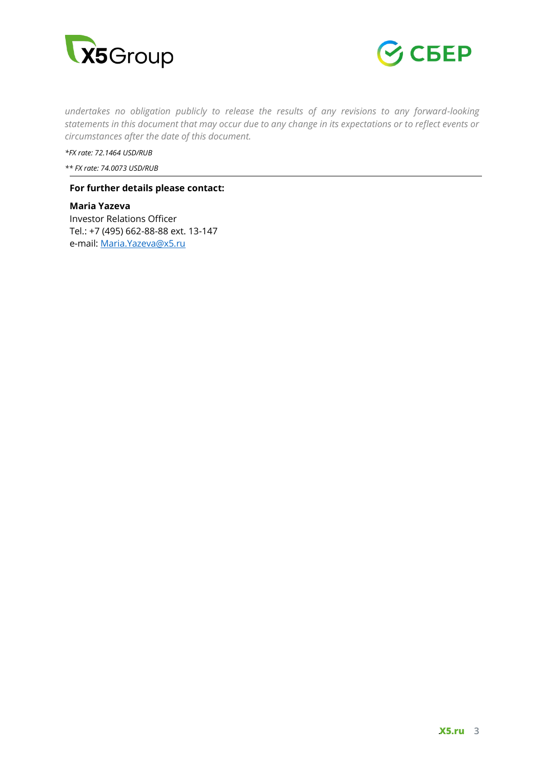*undertakes no obligation publicly to release the results of any revisions to any forward-looking statements in this document that may occur due to any change in its expectations or to reflect events or circumstances after the date of this document.*

*\*FX rate: 72.1464 USD/RUB*

*\*\* FX rate: 74.0073 USD/RUB*

---

**For further details please contact:**

**Maria Yazeva**
Investor Relations Officer
Tel.: +7 (495) 662-88-88 ext. 13-147
e-mail: Maria.Yazeva@x5.ru